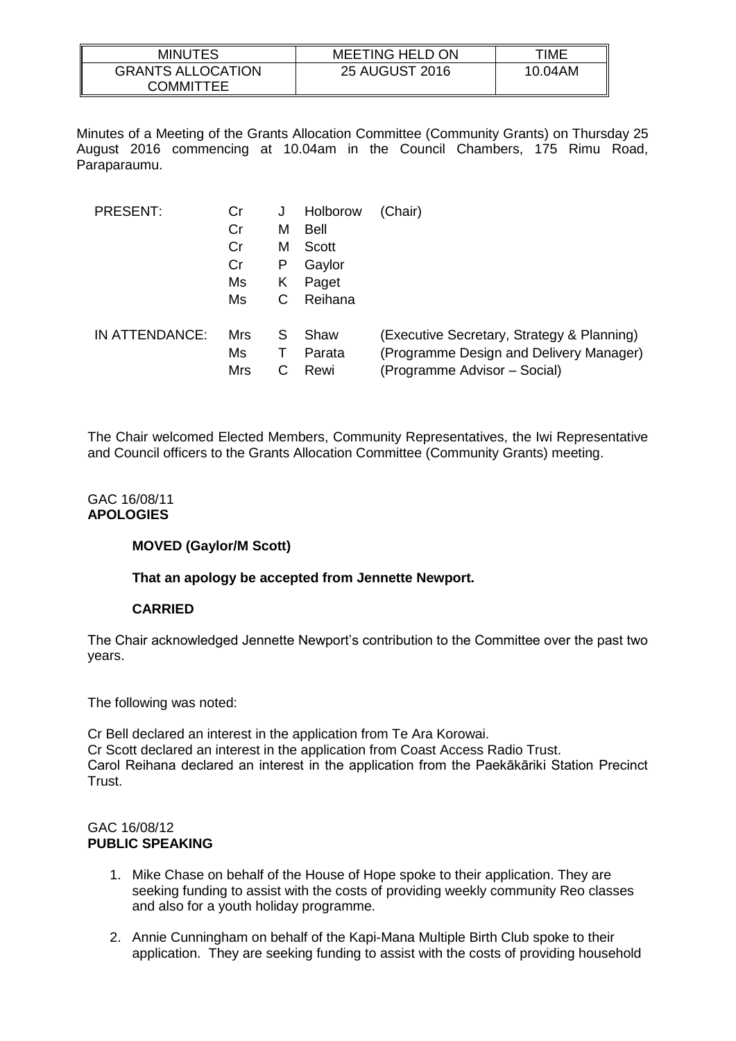| MINUTES | MEETING HELD ON | TIME |
|---|---|---|
| GRANTS ALLOCATION COMMITTEE | 25 AUGUST 2016 | 10.04AM |

Minutes of a Meeting of the Grants Allocation Committee (Community Grants) on Thursday 25 August 2016 commencing at 10.04am in the Council Chambers, 175 Rimu Road, Paraparaumu.

| | | | | |
|---|---|---|---|---|
| PRESENT: | Cr | J | Holborow | (Chair) |
| | Cr | M | Bell | |
| | Cr | M | Scott | |
| | Cr | P | Gaylor | |
| | Ms | K | Paget | |
| | Ms | C | Reihana | |
| IN ATTENDANCE: | Mrs | S | Shaw | (Executive Secretary, Strategy & Planning) |
| | Ms | T | Parata | (Programme Design and Delivery Manager) |
| | Mrs | C | Rewi | (Programme Advisor – Social) |

The Chair welcomed Elected Members, Community Representatives, the Iwi Representative and Council officers to the Grants Allocation Committee (Community Grants) meeting.

GAC 16/08/11
**APOLOGIES**

**MOVED (Gaylor/M Scott)**

**That an apology be accepted from Jennette Newport.**

**CARRIED**

The Chair acknowledged Jennette Newport's contribution to the Committee over the past two years.

The following was noted:

Cr Bell declared an interest in the application from Te Ara Korowai.
Cr Scott declared an interest in the application from Coast Access Radio Trust.
Carol Reihana declared an interest in the application from the Paekākāriki Station Precinct Trust.

GAC 16/08/12
**PUBLIC SPEAKING**

1. Mike Chase on behalf of the House of Hope spoke to their application. They are seeking funding to assist with the costs of providing weekly community Reo classes and also for a youth holiday programme.

2. Annie Cunningham on behalf of the Kapi-Mana Multiple Birth Club spoke to their application. They are seeking funding to assist with the costs of providing household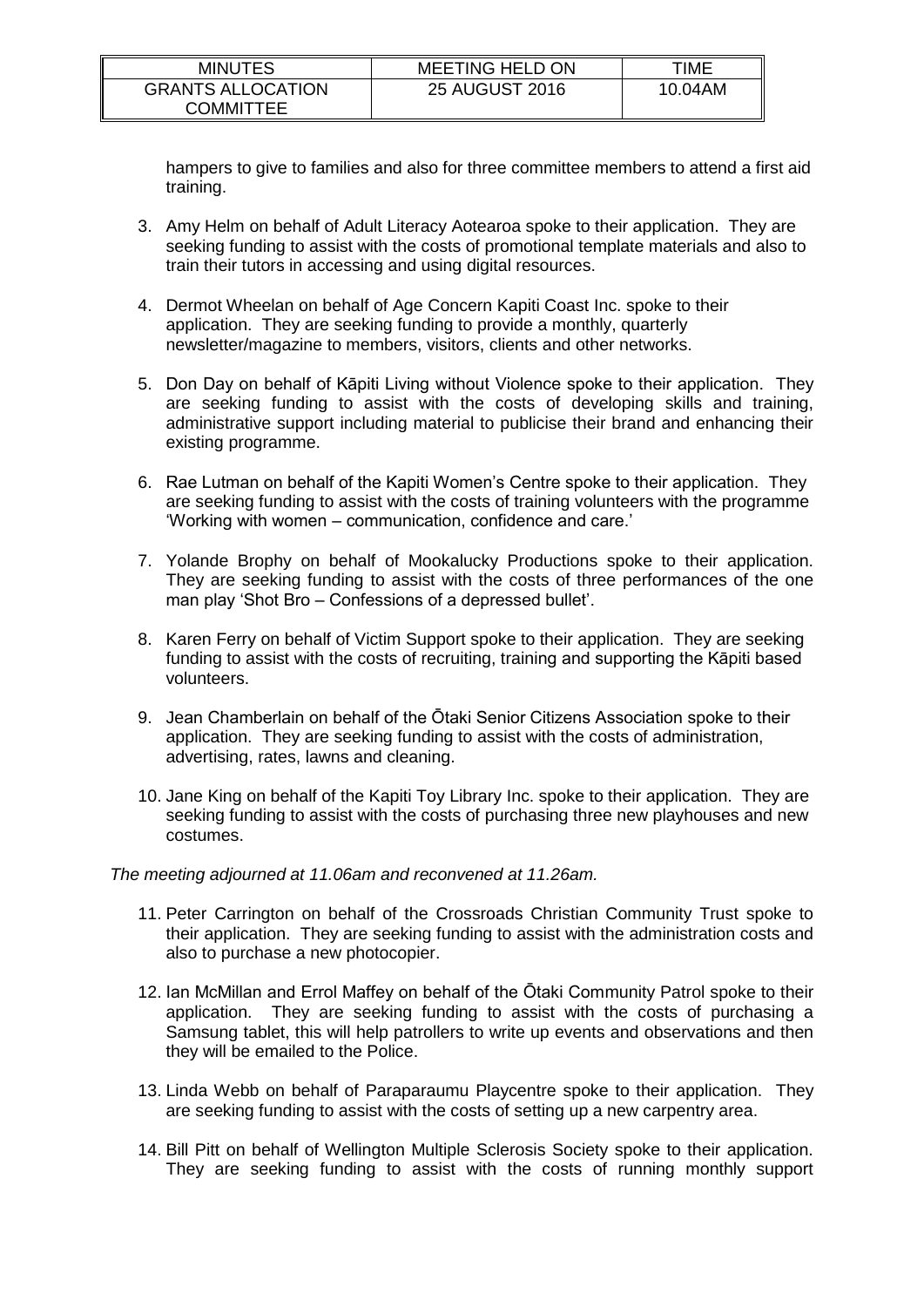hampers to give to families and also for three committee members to attend a first aid training.

3. Amy Helm on behalf of Adult Literacy Aotearoa spoke to their application. They are seeking funding to assist with the costs of promotional template materials and also to train their tutors in accessing and using digital resources.

4. Dermot Wheelan on behalf of Age Concern Kapiti Coast Inc. spoke to their application. They are seeking funding to provide a monthly, quarterly newsletter/magazine to members, visitors, clients and other networks.

5. Don Day on behalf of Kāpiti Living without Violence spoke to their application. They are seeking funding to assist with the costs of developing skills and training, administrative support including material to publicise their brand and enhancing their existing programme.

6. Rae Lutman on behalf of the Kapiti Women's Centre spoke to their application. They are seeking funding to assist with the costs of training volunteers with the programme 'Working with women – communication, confidence and care.'

7. Yolande Brophy on behalf of Mookalucky Productions spoke to their application. They are seeking funding to assist with the costs of three performances of the one man play 'Shot Bro – Confessions of a depressed bullet'.

8. Karen Ferry on behalf of Victim Support spoke to their application. They are seeking funding to assist with the costs of recruiting, training and supporting the Kāpiti based volunteers.

9. Jean Chamberlain on behalf of the Ōtaki Senior Citizens Association spoke to their application. They are seeking funding to assist with the costs of administration, advertising, rates, lawns and cleaning.

10. Jane King on behalf of the Kapiti Toy Library Inc. spoke to their application. They are seeking funding to assist with the costs of purchasing three new playhouses and new costumes.

*The meeting adjourned at 11.06am and reconvened at 11.26am.*

11. Peter Carrington on behalf of the Crossroads Christian Community Trust spoke to their application. They are seeking funding to assist with the administration costs and also to purchase a new photocopier.

12. Ian McMillan and Errol Maffey on behalf of the Ōtaki Community Patrol spoke to their application. They are seeking funding to assist with the costs of purchasing a Samsung tablet, this will help patrollers to write up events and observations and then they will be emailed to the Police.

13. Linda Webb on behalf of Paraparaumu Playcentre spoke to their application. They are seeking funding to assist with the costs of setting up a new carpentry area.

14. Bill Pitt on behalf of Wellington Multiple Sclerosis Society spoke to their application. They are seeking funding to assist with the costs of running monthly support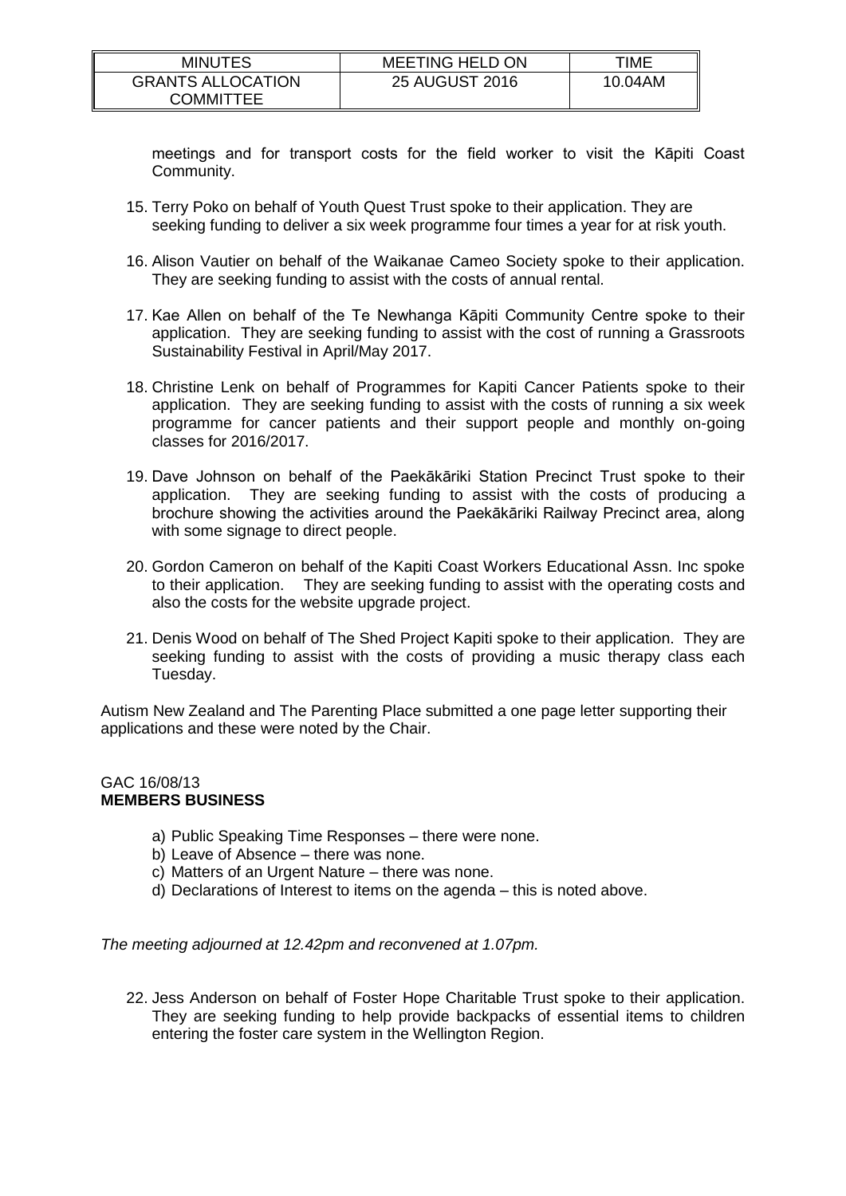meetings and for transport costs for the field worker to visit the Kāpiti Coast Community.

15. Terry Poko on behalf of Youth Quest Trust spoke to their application. They are seeking funding to deliver a six week programme four times a year for at risk youth.

16. Alison Vautier on behalf of the Waikanae Cameo Society spoke to their application. They are seeking funding to assist with the costs of annual rental.

17. Kae Allen on behalf of the Te Newhanga Kāpiti Community Centre spoke to their application. They are seeking funding to assist with the cost of running a Grassroots Sustainability Festival in April/May 2017.

18. Christine Lenk on behalf of Programmes for Kapiti Cancer Patients spoke to their application. They are seeking funding to assist with the costs of running a six week programme for cancer patients and their support people and monthly on-going classes for 2016/2017.

19. Dave Johnson on behalf of the Paekākāriki Station Precinct Trust spoke to their application. They are seeking funding to assist with the costs of producing a brochure showing the activities around the Paekākāriki Railway Precinct area, along with some signage to direct people.

20. Gordon Cameron on behalf of the Kapiti Coast Workers Educational Assn. Inc spoke to their application. They are seeking funding to assist with the operating costs and also the costs for the website upgrade project.

21. Denis Wood on behalf of The Shed Project Kapiti spoke to their application. They are seeking funding to assist with the costs of providing a music therapy class each Tuesday.

Autism New Zealand and The Parenting Place submitted a one page letter supporting their applications and these were noted by the Chair.

GAC 16/08/13
**MEMBERS BUSINESS**

a) Public Speaking Time Responses – there were none.
b) Leave of Absence – there was none.
c) Matters of an Urgent Nature – there was none.
d) Declarations of Interest to items on the agenda – this is noted above.

*The meeting adjourned at 12.42pm and reconvened at 1.07pm.*

22. Jess Anderson on behalf of Foster Hope Charitable Trust spoke to their application. They are seeking funding to help provide backpacks of essential items to children entering the foster care system in the Wellington Region.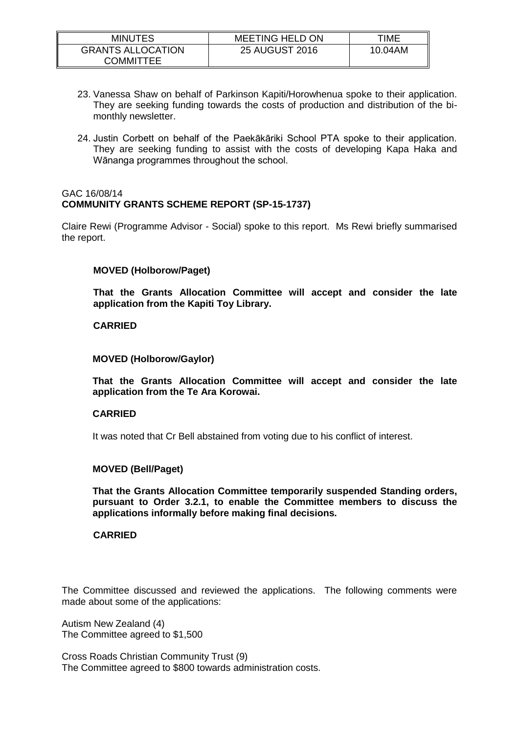23. Vanessa Shaw on behalf of Parkinson Kapiti/Horowhenua spoke to their application. They are seeking funding towards the costs of production and distribution of the bi-monthly newsletter.

24. Justin Corbett on behalf of the Paekākāriki School PTA spoke to their application. They are seeking funding to assist with the costs of developing Kapa Haka and Wānanga programmes throughout the school.

GAC 16/08/14
**COMMUNITY GRANTS SCHEME REPORT (SP-15-1737)**

Claire Rewi (Programme Advisor - Social) spoke to this report. Ms Rewi briefly summarised the report.

**MOVED (Holborow/Paget)**

**That the Grants Allocation Committee will accept and consider the late application from the Kapiti Toy Library.**

**CARRIED**

**MOVED (Holborow/Gaylor)**

**That the Grants Allocation Committee will accept and consider the late application from the Te Ara Korowai.**

**CARRIED**

It was noted that Cr Bell abstained from voting due to his conflict of interest.

**MOVED (Bell/Paget)**

**That the Grants Allocation Committee temporarily suspended Standing orders, pursuant to Order 3.2.1, to enable the Committee members to discuss the applications informally before making final decisions.**

**CARRIED**

The Committee discussed and reviewed the applications. The following comments were made about some of the applications:

Autism New Zealand (4)
The Committee agreed to $1,500

Cross Roads Christian Community Trust (9)
The Committee agreed to $800 towards administration costs.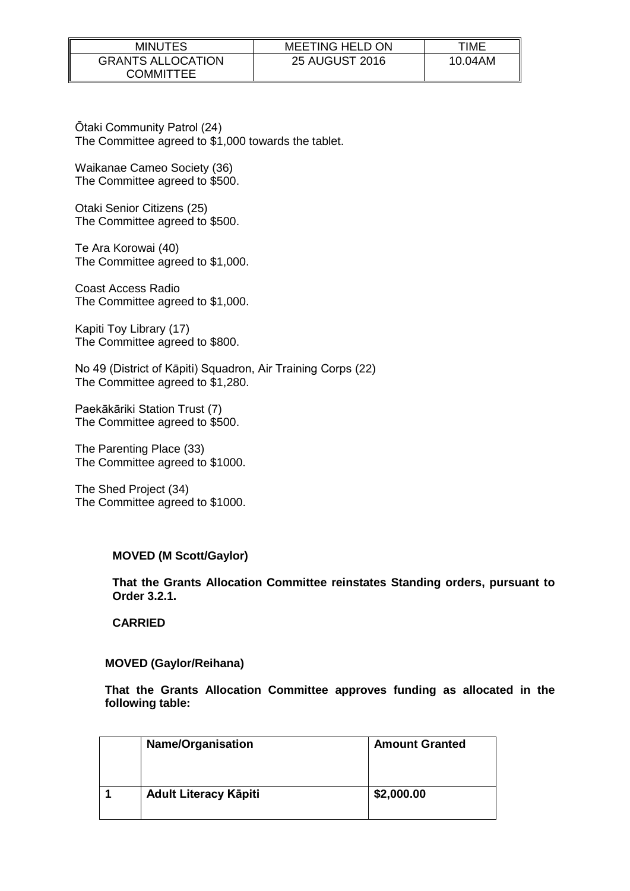Ōtaki Community Patrol (24)
The Committee agreed to $1,000 towards the tablet.

Waikanae Cameo Society (36)
The Committee agreed to $500.

Otaki Senior Citizens (25)
The Committee agreed to $500.

Te Ara Korowai (40)
The Committee agreed to $1,000.

Coast Access Radio
The Committee agreed to $1,000.

Kapiti Toy Library (17)
The Committee agreed to $800.

No 49 (District of Kāpiti) Squadron, Air Training Corps (22)
The Committee agreed to $1,280.

Paekākāriki Station Trust (7)
The Committee agreed to $500.

The Parenting Place (33)
The Committee agreed to $1000.

The Shed Project (34)
The Committee agreed to $1000.

**MOVED (M Scott/Gaylor)**

**That the Grants Allocation Committee reinstates Standing orders, pursuant to Order 3.2.1.**

**CARRIED**

**MOVED (Gaylor/Reihana)**

**That the Grants Allocation Committee approves funding as allocated in the following table:**

| | Name/Organisation | Amount Granted |
|---|---|---|
| **1** | **Adult Literacy Kāpiti** | **$2,000.00** |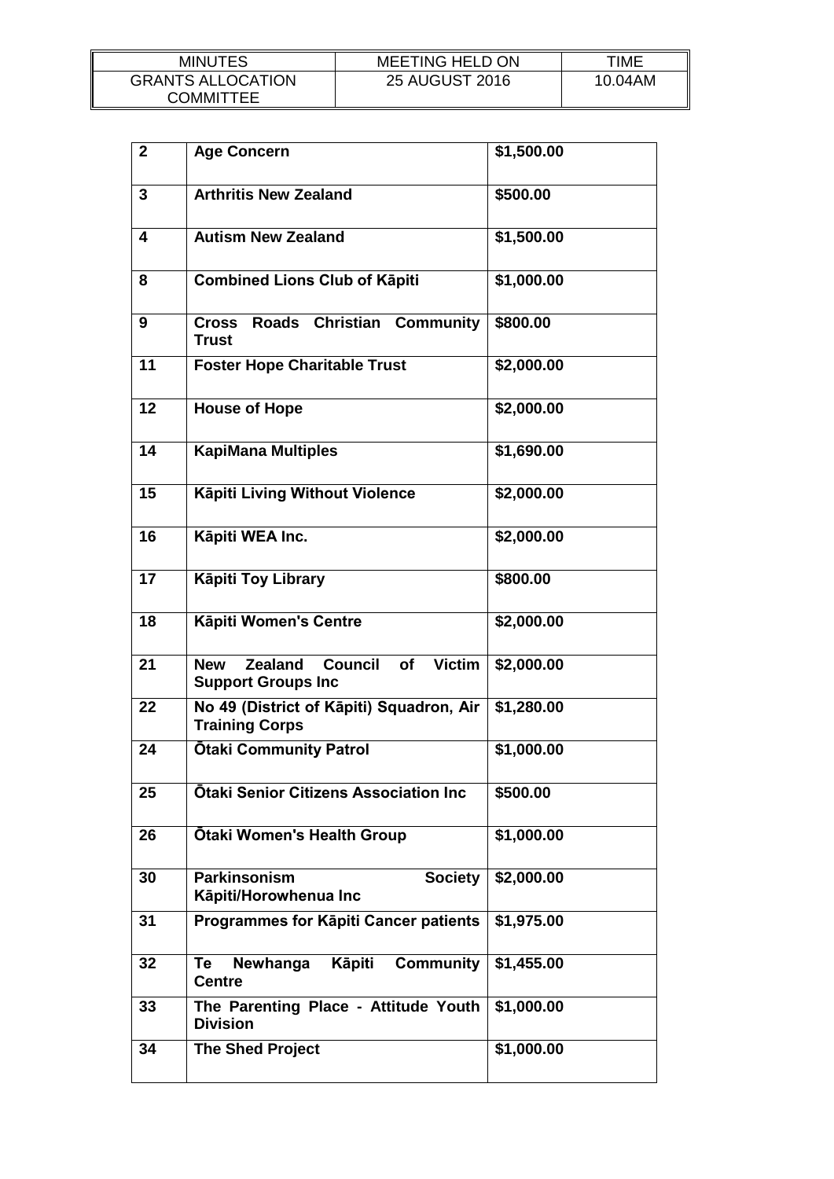| | | |
|---|---|---|
| **2** | **Age Concern** | **$1,500.00** |
| **3** | **Arthritis New Zealand** | **$500.00** |
| **4** | **Autism New Zealand** | **$1,500.00** |
| **8** | **Combined Lions Club of Kāpiti** | **$1,000.00** |
| **9** | **Cross Roads Christian Community Trust** | **$800.00** |
| **11** | **Foster Hope Charitable Trust** | **$2,000.00** |
| **12** | **House of Hope** | **$2,000.00** |
| **14** | **KapiMana Multiples** | **$1,690.00** |
| **15** | **Kāpiti Living Without Violence** | **$2,000.00** |
| **16** | **Kāpiti WEA Inc.** | **$2,000.00** |
| **17** | **Kāpiti Toy Library** | **$800.00** |
| **18** | **Kāpiti Women's Centre** | **$2,000.00** |
| **21** | **New Zealand Council of Victim Support Groups Inc** | **$2,000.00** |
| **22** | **No 49 (District of Kāpiti) Squadron, Air Training Corps** | **$1,280.00** |
| **24** | **Ōtaki Community Patrol** | **$1,000.00** |
| **25** | **Ōtaki Senior Citizens Association Inc** | **$500.00** |
| **26** | **Ōtaki Women's Health Group** | **$1,000.00** |
| **30** | **Parkinsonism Society Kāpiti/Horowhenua Inc** | **$2,000.00** |
| **31** | **Programmes for Kāpiti Cancer patients** | **$1,975.00** |
| **32** | **Te Newhanga Kāpiti Community Centre** | **$1,455.00** |
| **33** | **The Parenting Place - Attitude Youth Division** | **$1,000.00** |
| **34** | **The Shed Project** | **$1,000.00** |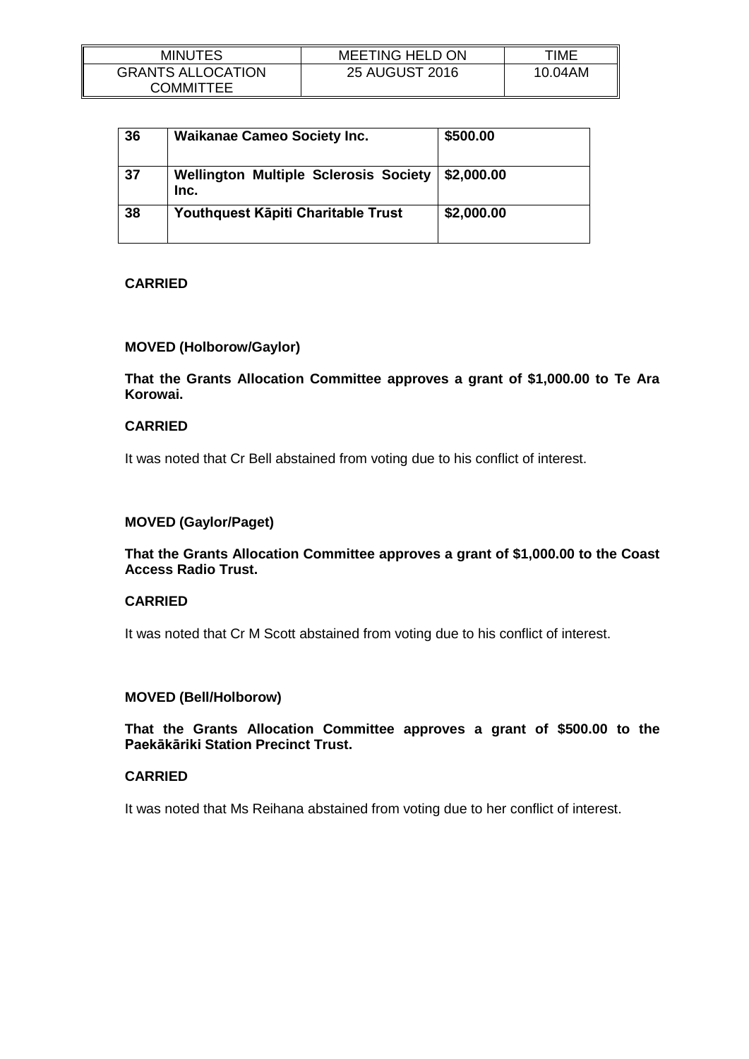| 36 | **Waikanae Cameo Society Inc.** | **$500.00** |
|---|---|---|
| 37 | **Wellington Multiple Sclerosis Society Inc.** | **$2,000.00** |
| 38 | **Youthquest Kāpiti Charitable Trust** | **$2,000.00** |

**CARRIED**

**MOVED (Holborow/Gaylor)**

**That the Grants Allocation Committee approves a grant of $1,000.00 to Te Ara Korowai.**

**CARRIED**

It was noted that Cr Bell abstained from voting due to his conflict of interest.

**MOVED (Gaylor/Paget)**

**That the Grants Allocation Committee approves a grant of $1,000.00 to the Coast Access Radio Trust.**

**CARRIED**

It was noted that Cr M Scott abstained from voting due to his conflict of interest.

**MOVED (Bell/Holborow)**

**That the Grants Allocation Committee approves a grant of $500.00 to the Paekākāriki Station Precinct Trust.**

**CARRIED**

It was noted that Ms Reihana abstained from voting due to her conflict of interest.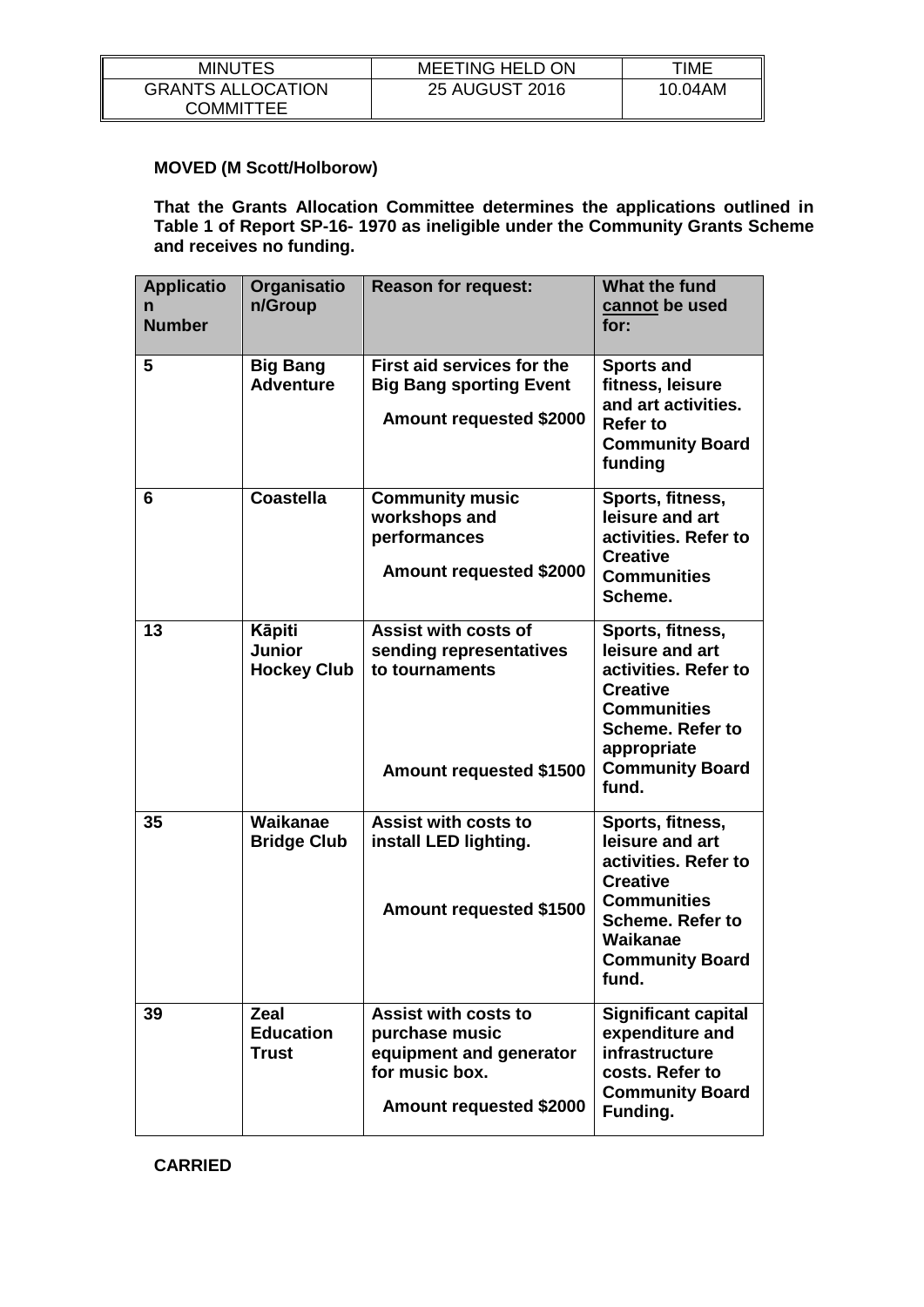**MOVED (M Scott/Holborow)**

**That the Grants Allocation Committee determines the applications outlined in Table 1 of Report SP-16- 1970 as ineligible under the Community Grants Scheme and receives no funding.**

| Application Number | Organisation/Group | Reason for request: | What the fund cannot be used for: |
|---|---|---|---|
| 5 | Big Bang Adventure | First aid services for the Big Bang sporting Event<br><br>Amount requested $2000 | Sports and fitness, leisure and art activities. Refer to Community Board funding |
| 6 | Coastella | Community music workshops and performances<br><br>Amount requested $2000 | Sports, fitness, leisure and art activities. Refer to Creative Communities Scheme. |
| 13 | Kāpiti Junior Hockey Club | Assist with costs of sending representatives to tournaments<br><br>Amount requested $1500 | Sports, fitness, leisure and art activities. Refer to Creative Communities Scheme. Refer to appropriate Community Board fund. |
| 35 | Waikanae Bridge Club | Assist with costs to install LED lighting.<br><br>Amount requested $1500 | Sports, fitness, leisure and art activities. Refer to Creative Communities Scheme. Refer to Waikanae Community Board fund. |
| 39 | Zeal Education Trust | Assist with costs to purchase music equipment and generator for music box.<br><br>Amount requested $2000 | Significant capital expenditure and infrastructure costs. Refer to Community Board Funding. |

**CARRIED**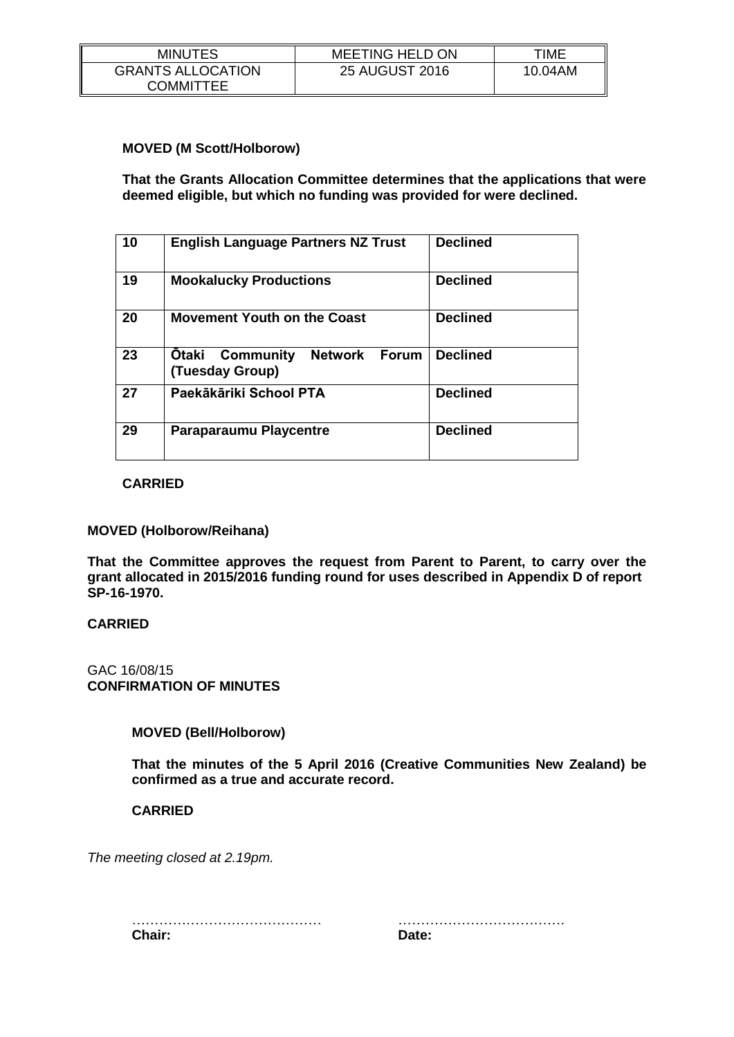| MINUTES | MEETING HELD ON | TIME |
|---|---|---|
| GRANTS ALLOCATION COMMITTEE | 25 AUGUST 2016 | 10.04AM |

**MOVED (M Scott/Holborow)**

**That the Grants Allocation Committee determines that the applications that were deemed eligible, but which no funding was provided for were declined.**

| | | |
|---|---|---|
| **10** | **English Language Partners NZ Trust** | **Declined** |
| **19** | **Mookalucky Productions** | **Declined** |
| **20** | **Movement Youth on the Coast** | **Declined** |
| **23** | **Ōtaki Community Network Forum (Tuesday Group)** | **Declined** |
| **27** | **Paekākāriki School PTA** | **Declined** |
| **29** | **Paraparaumu Playcentre** | **Declined** |

**CARRIED**

**MOVED (Holborow/Reihana)**

**That the Committee approves the request from Parent to Parent, to carry over the grant allocated in 2015/2016 funding round for uses described in Appendix D of report SP-16-1970.**

**CARRIED**

GAC 16/08/15
**CONFIRMATION OF MINUTES**

**MOVED (Bell/Holborow)**

**That the minutes of the 5 April 2016 (Creative Communities New Zealand) be confirmed as a true and accurate record.**

**CARRIED**

*The meeting closed at 2.19pm.*

…………………………………… ………………………………

**Chair:** **Date:**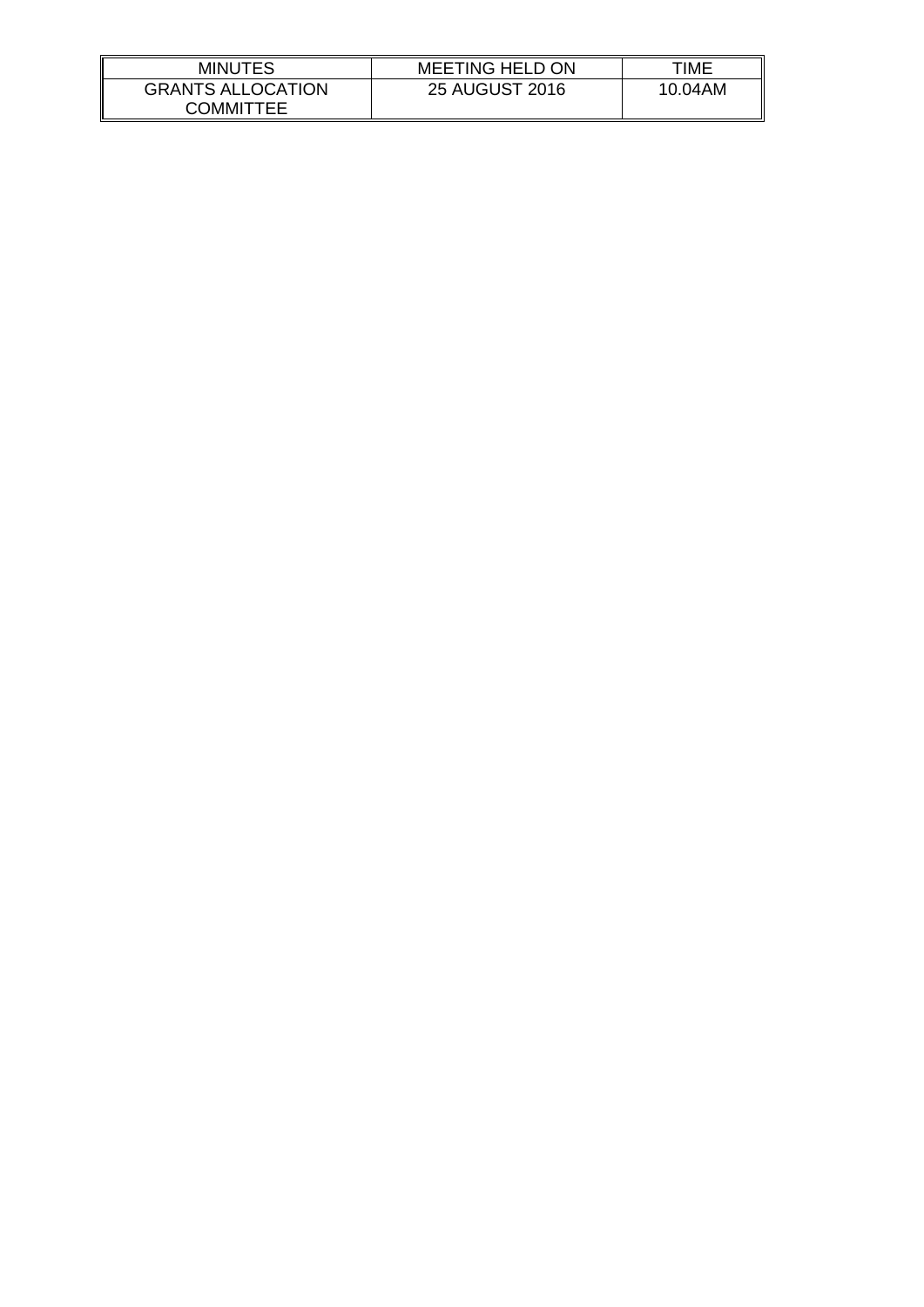| MINUTES | MEETING HELD ON | TIME |
|---|---|---|
| GRANTS ALLOCATION COMMITTEE | 25 AUGUST 2016 | 10.04AM |